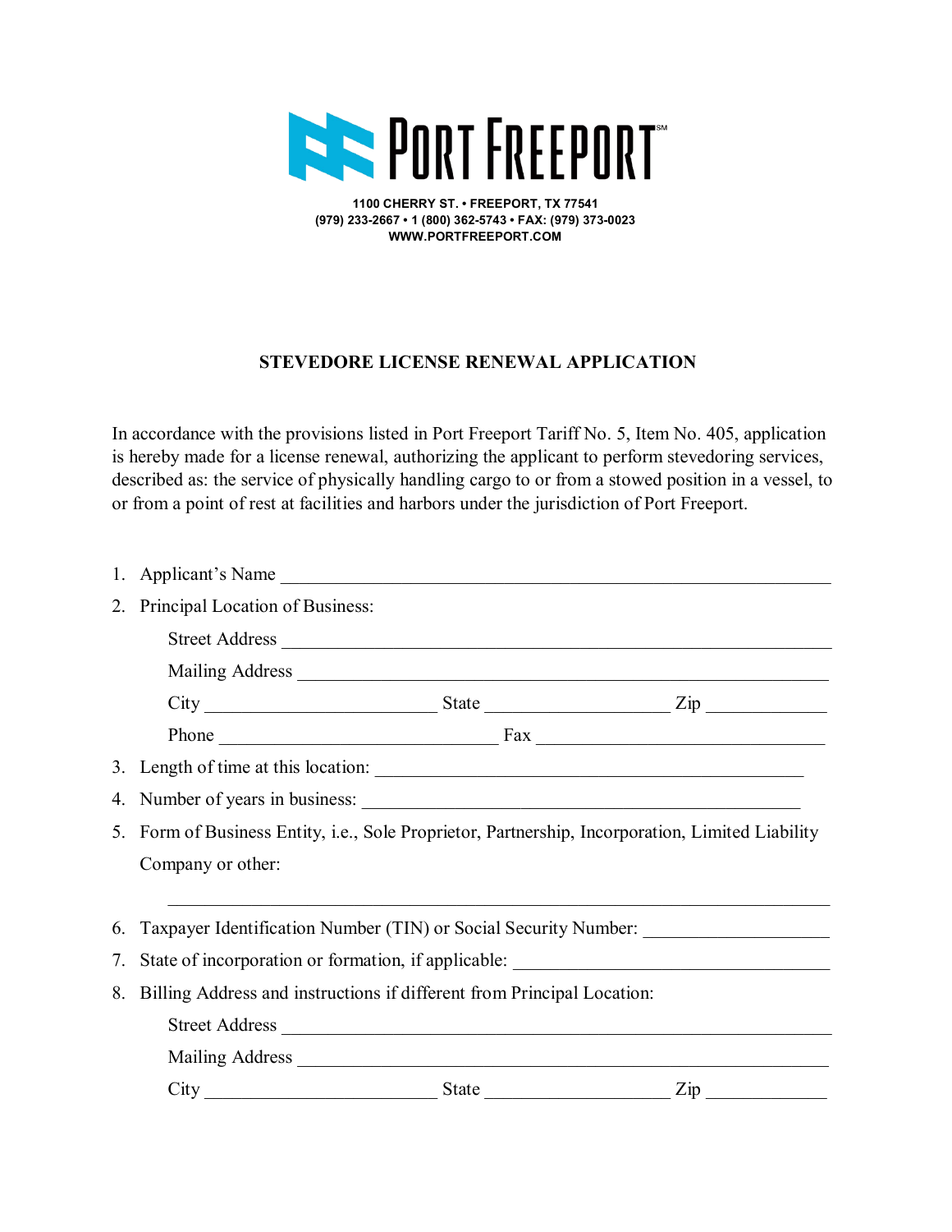# PORT FREEPORT

**1100 CHERRY ST. • FREEPORT, TX 77541**
**(979) 233-2667 • 1 (800) 362-5743 • FAX: (979) 373-0023**
**WWW.PORTFREEPORT.COM**

## STEVEDORE LICENSE RENEWAL APPLICATION

In accordance with the provisions listed in Port Freeport Tariff No. 5, Item No. 405, application is hereby made for a license renewal, authorizing the applicant to perform stevedoring services, described as: the service of physically handling cargo to or from a stowed position in a vessel, to or from a point of rest at facilities and harbors under the jurisdiction of Port Freeport.

1. Applicant's Name ______________________________
2. Principal Location of Business:

   Street Address ______________________________

   Mailing Address ______________________________

   City ______________ State ______________ Zip ______________

   Phone ______________ Fax ______________
3. Length of time at this location: ______________________________
4. Number of years in business: ______________________________
5. Form of Business Entity, i.e., Sole Proprietor, Partnership, Incorporation, Limited Liability Company or other:

   ______________________________
6. Taxpayer Identification Number (TIN) or Social Security Number: ______________
7. State of incorporation or formation, if applicable: ______________________________
8. Billing Address and instructions if different from Principal Location:

   Street Address ______________________________

   Mailing Address ______________________________

   City ______________ State ______________ Zip ______________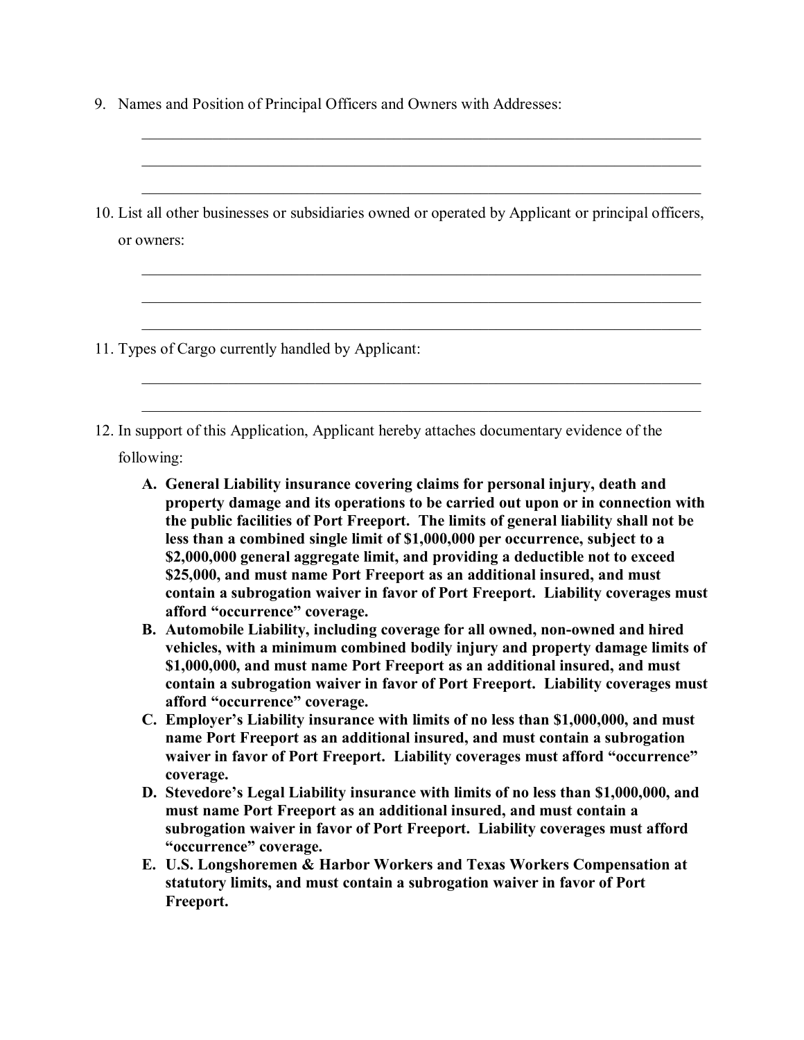9. Names and Position of Principal Officers and Owners with Addresses:

   ______________________________________________________________________________

   ______________________________________________________________________________

   ______________________________________________________________________________

10. List all other businesses or subsidiaries owned or operated by Applicant or principal officers, or owners:

   ______________________________________________________________________________

   ______________________________________________________________________________

   ______________________________________________________________________________

11. Types of Cargo currently handled by Applicant:

   ______________________________________________________________________________

   ______________________________________________________________________________

12. In support of this Application, Applicant hereby attaches documentary evidence of the following:

    **A. General Liability insurance covering claims for personal injury, death and property damage and its operations to be carried out upon or in connection with the public facilities of Port Freeport. The limits of general liability shall not be less than a combined single limit of $1,000,000 per occurrence, subject to a $2,000,000 general aggregate limit, and providing a deductible not to exceed $25,000, and must name Port Freeport as an additional insured, and must contain a subrogation waiver in favor of Port Freeport. Liability coverages must afford "occurrence" coverage.**

    **B. Automobile Liability, including coverage for all owned, non-owned and hired vehicles, with a minimum combined bodily injury and property damage limits of $1,000,000, and must name Port Freeport as an additional insured, and must contain a subrogation waiver in favor of Port Freeport. Liability coverages must afford "occurrence" coverage.**

    **C. Employer's Liability insurance with limits of no less than $1,000,000, and must name Port Freeport as an additional insured, and must contain a subrogation waiver in favor of Port Freeport. Liability coverages must afford "occurrence" coverage.**

    **D. Stevedore's Legal Liability insurance with limits of no less than $1,000,000, and must name Port Freeport as an additional insured, and must contain a subrogation waiver in favor of Port Freeport. Liability coverages must afford "occurrence" coverage.**

    **E. U.S. Longshoremen & Harbor Workers and Texas Workers Compensation at statutory limits, and must contain a subrogation waiver in favor of Port Freeport.**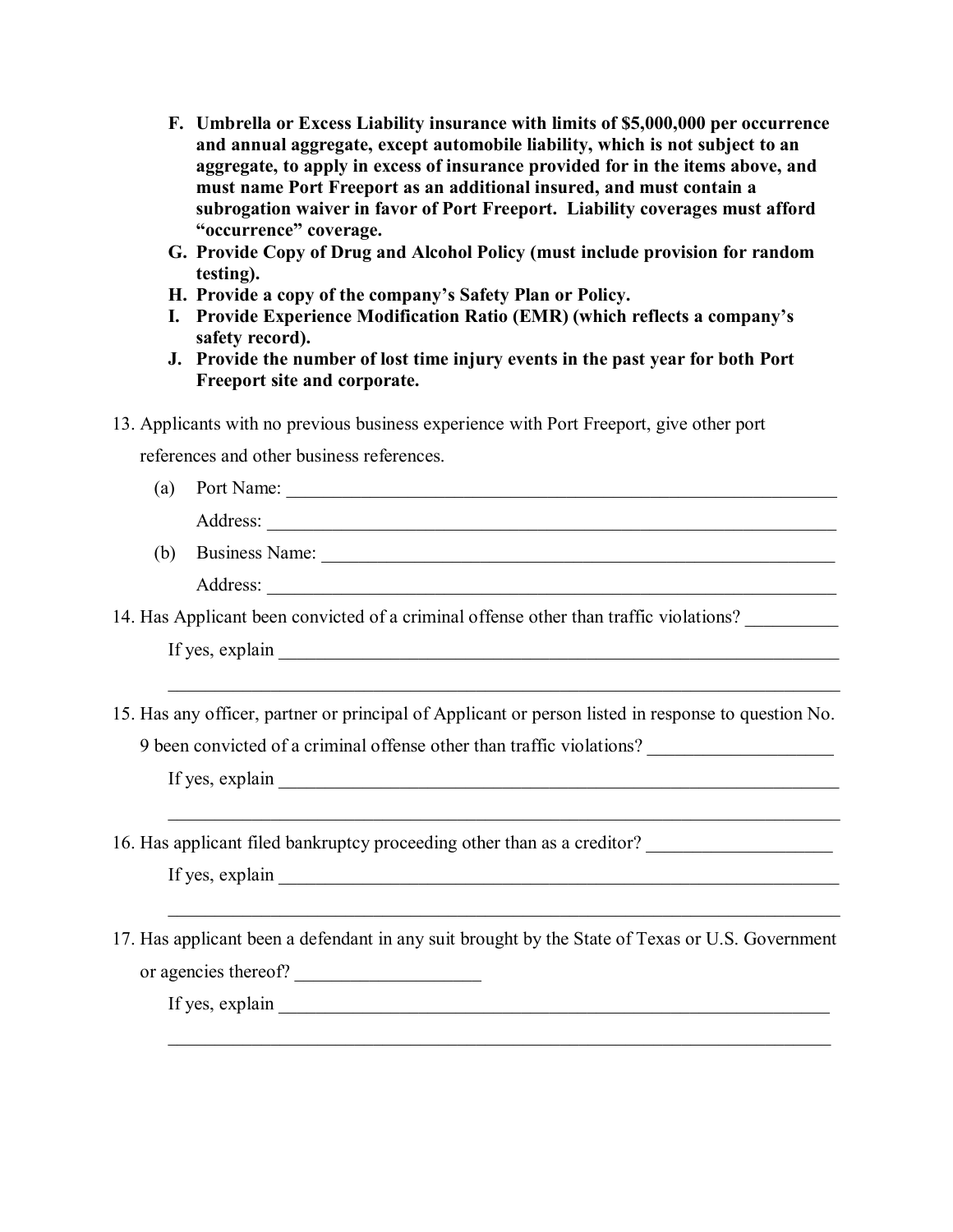**F. Umbrella or Excess Liability insurance with limits of $5,000,000 per occurrence and annual aggregate, except automobile liability, which is not subject to an aggregate, to apply in excess of insurance provided for in the items above, and must name Port Freeport as an additional insured, and must contain a subrogation waiver in favor of Port Freeport. Liability coverages must afford "occurrence" coverage.**

**G. Provide Copy of Drug and Alcohol Policy (must include provision for random testing).**

**H. Provide a copy of the company's Safety Plan or Policy.**

**I. Provide Experience Modification Ratio (EMR) (which reflects a company's safety record).**

**J. Provide the number of lost time injury events in the past year for both Port Freeport site and corporate.**

13. Applicants with no previous business experience with Port Freeport, give other port references and other business references.

    (a) Port Name: ________________________________________________

    Address: ________________________________________________

    (b) Business Name: ________________________________________________

    Address: ________________________________________________

14. Has Applicant been convicted of a criminal offense other than traffic violations? __________

    If yes, explain ________________________________________________

    ________________________________________________

15. Has any officer, partner or principal of Applicant or person listed in response to question No. 9 been convicted of a criminal offense other than traffic violations? ____________________

    If yes, explain ________________________________________________

    ________________________________________________

16. Has applicant filed bankruptcy proceeding other than as a creditor? ____________________

    If yes, explain ________________________________________________

    ________________________________________________

17. Has applicant been a defendant in any suit brought by the State of Texas or U.S. Government or agencies thereof? ____________________

    If yes, explain ________________________________________________

    ________________________________________________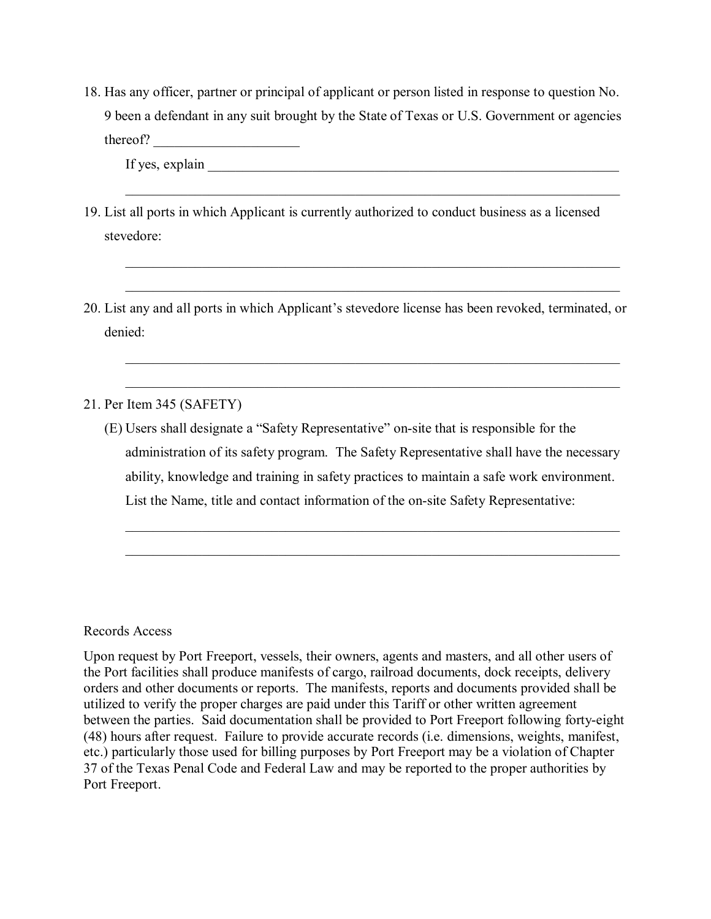18. Has any officer, partner or principal of applicant or person listed in response to question No. 9 been a defendant in any suit brought by the State of Texas or U.S. Government or agencies thereof? ____________________

    If yes, explain ____________________________________________________________

    ________________________________________________________________________

19. List all ports in which Applicant is currently authorized to conduct business as a licensed stevedore:

    ________________________________________________________________________

    ________________________________________________________________________

20. List any and all ports in which Applicant's stevedore license has been revoked, terminated, or denied:

    ________________________________________________________________________

    ________________________________________________________________________

21. Per Item 345 (SAFETY)

    (E) Users shall designate a "Safety Representative" on-site that is responsible for the administration of its safety program. The Safety Representative shall have the necessary ability, knowledge and training in safety practices to maintain a safe work environment. List the Name, title and contact information of the on-site Safety Representative:

    ________________________________________________________________________

    ________________________________________________________________________

Records Access

Upon request by Port Freeport, vessels, their owners, agents and masters, and all other users of the Port facilities shall produce manifests of cargo, railroad documents, dock receipts, delivery orders and other documents or reports. The manifests, reports and documents provided shall be utilized to verify the proper charges are paid under this Tariff or other written agreement between the parties. Said documentation shall be provided to Port Freeport following forty-eight (48) hours after request. Failure to provide accurate records (i.e. dimensions, weights, manifest, etc.) particularly those used for billing purposes by Port Freeport may be a violation of Chapter 37 of the Texas Penal Code and Federal Law and may be reported to the proper authorities by Port Freeport.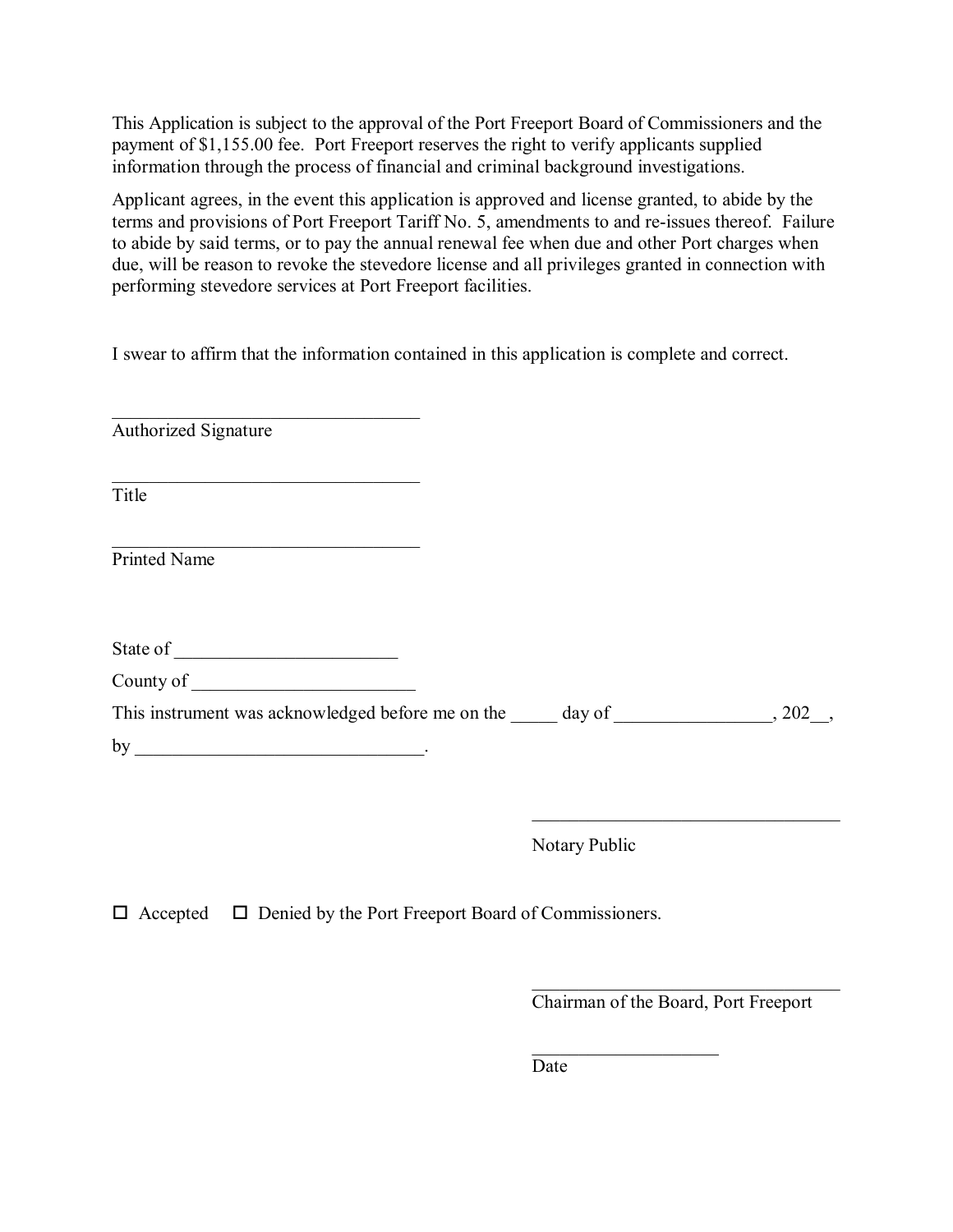This Application is subject to the approval of the Port Freeport Board of Commissioners and the payment of $1,155.00 fee. Port Freeport reserves the right to verify applicants supplied information through the process of financial and criminal background investigations.

Applicant agrees, in the event this application is approved and license granted, to abide by the terms and provisions of Port Freeport Tariff No. 5, amendments to and re-issues thereof. Failure to abide by said terms, or to pay the annual renewal fee when due and other Port charges when due, will be reason to revoke the stevedore license and all privileges granted in connection with performing stevedore services at Port Freeport facilities.

I swear to affirm that the information contained in this application is complete and correct.

\_\_\_\_\_\_\_\_\_\_\_\_\_\_\_\_\_\_\_\_\_\_\_\_\_\_\_\_\_\_\_\_\_\_
Authorized Signature

\_\_\_\_\_\_\_\_\_\_\_\_\_\_\_\_\_\_\_\_\_\_\_\_\_\_\_\_\_\_\_\_\_\_
Title

\_\_\_\_\_\_\_\_\_\_\_\_\_\_\_\_\_\_\_\_\_\_\_\_\_\_\_\_\_\_\_\_\_\_
Printed Name

State of \_\_\_\_\_\_\_\_\_\_\_\_\_\_\_\_\_\_\_\_\_\_\_\_

County of \_\_\_\_\_\_\_\_\_\_\_\_\_\_\_\_\_\_\_\_\_\_\_\_

This instrument was acknowledged before me on the \_\_\_\_\_ day of \_\_\_\_\_\_\_\_\_\_\_\_\_\_\_\_\_, 202\_\_,

by \_\_\_\_\_\_\_\_\_\_\_\_\_\_\_\_\_\_\_\_\_\_\_\_\_\_\_\_\_\_\_.

\_\_\_\_\_\_\_\_\_\_\_\_\_\_\_\_\_\_\_\_\_\_\_\_\_\_\_\_\_\_\_\_\_\_
Notary Public

☐ Accepted ☐ Denied by the Port Freeport Board of Commissioners.

\_\_\_\_\_\_\_\_\_\_\_\_\_\_\_\_\_\_\_\_\_\_\_\_\_\_\_\_\_\_\_\_\_\_
Chairman of the Board, Port Freeport

\_\_\_\_\_\_\_\_\_\_\_\_\_\_\_\_\_\_\_\_
Date